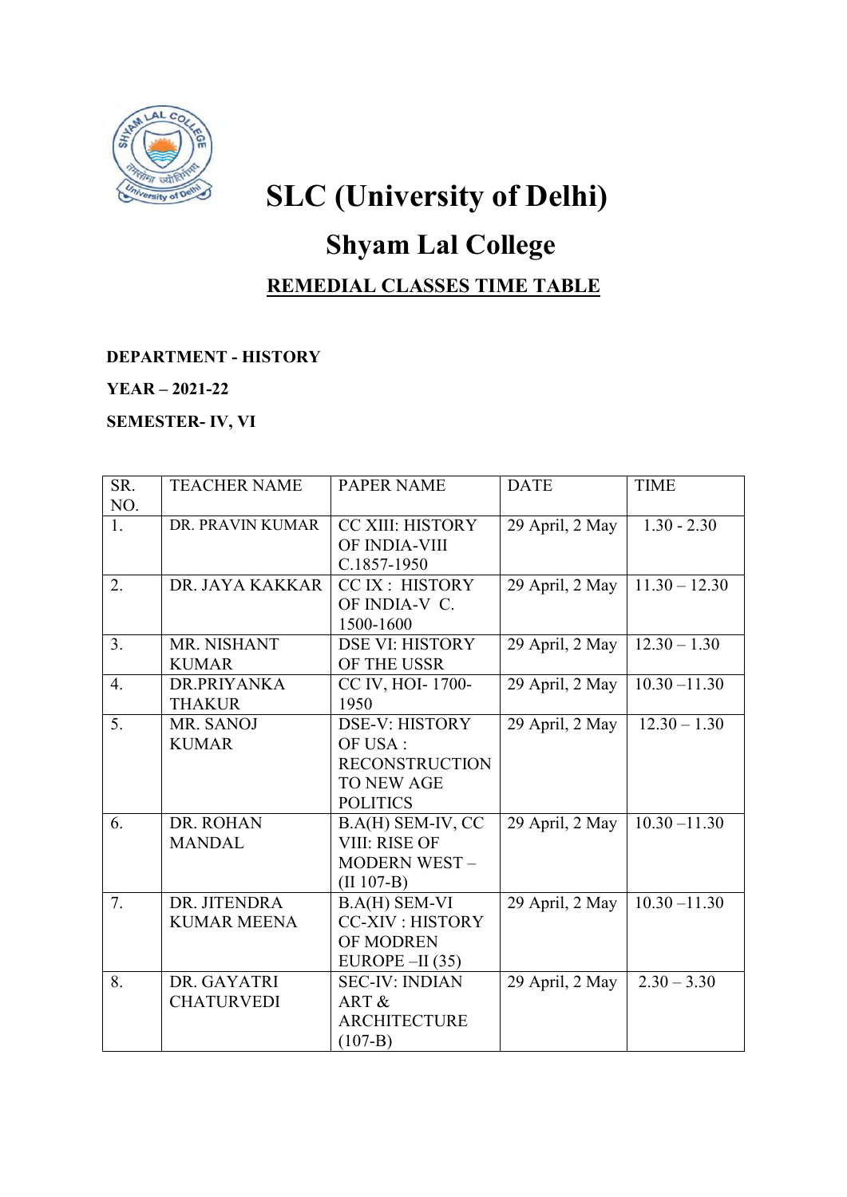# SLC (University of Delhi)

## Shyam Lal College

### REMEDIAL CLASSES TIME TABLE

**DEPARTMENT - HISTORY**

**YEAR – 2021-22**

**SEMESTER- IV, VI**

| SR. NO. | TEACHER NAME | PAPER NAME | DATE | TIME |
|---|---|---|---|---|
| 1. | DR. PRAVIN KUMAR | CC XIII: HISTORY OF INDIA-VIII C.1857-1950 | 29 April, 2 May | 1.30 - 2.30 |
| 2. | DR. JAYA KAKKAR | CC IX : HISTORY OF INDIA-V C. 1500-1600 | 29 April, 2 May | 11.30 – 12.30 |
| 3. | MR. NISHANT KUMAR | DSE VI: HISTORY OF THE USSR | 29 April, 2 May | 12.30 – 1.30 |
| 4. | DR.PRIYANKA THAKUR | CC IV, HOI- 1700-1950 | 29 April, 2 May | 10.30 –11.30 |
| 5. | MR. SANOJ KUMAR | DSE-V: HISTORY OF USA : RECONSTRUCTION TO NEW AGE POLITICS | 29 April, 2 May | 12.30 – 1.30 |
| 6. | DR. ROHAN MANDAL | B.A(H) SEM-IV, CC VIII: RISE OF MODERN WEST – (II 107-B) | 29 April, 2 May | 10.30 –11.30 |
| 7. | DR. JITENDRA KUMAR MEENA | B.A(H) SEM-VI CC-XIV : HISTORY OF MODREN EUROPE –II (35) | 29 April, 2 May | 10.30 –11.30 |
| 8. | DR. GAYATRI CHATURVEDI | SEC-IV: INDIAN ART & ARCHITECTURE (107-B) | 29 April, 2 May | 2.30 – 3.30 |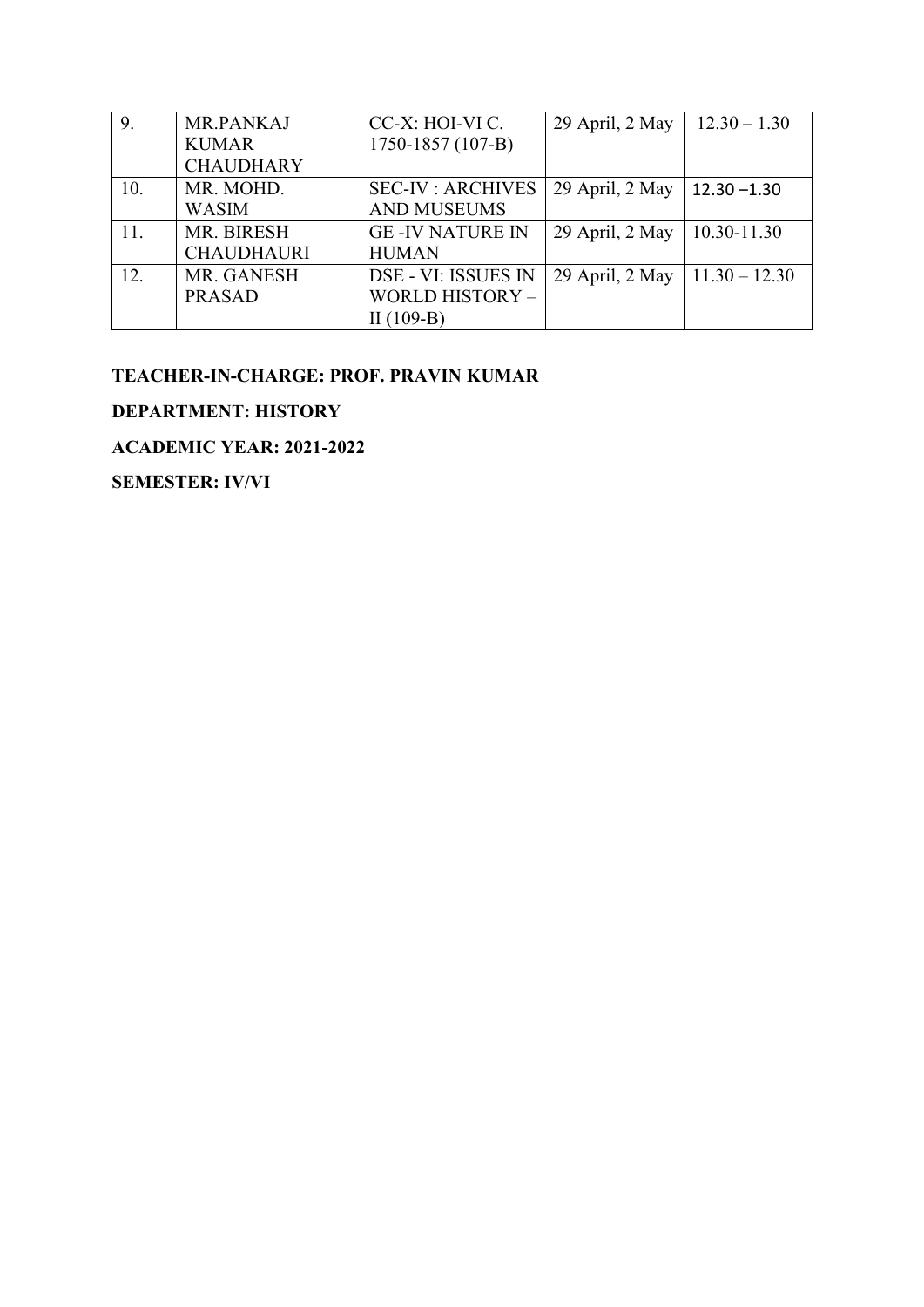| | | | | |
|---|---|---|---|---|
| 9. | MR.PANKAJ KUMAR CHAUDHARY | CC-X: HOI-VI C. 1750-1857 (107-B) | 29 April, 2 May | 12.30 – 1.30 |
| 10. | MR. MOHD. WASIM | SEC-IV : ARCHIVES AND MUSEUMS | 29 April, 2 May | 12.30 –1.30 |
| 11. | MR. BIRESH CHAUDHAURI | GE -IV NATURE IN HUMAN | 29 April, 2 May | 10.30-11.30 |
| 12. | MR. GANESH PRASAD | DSE - VI: ISSUES IN WORLD HISTORY – II (109-B) | 29 April, 2 May | 11.30 – 12.30 |

**TEACHER-IN-CHARGE: PROF. PRAVIN KUMAR**

**DEPARTMENT: HISTORY**

**ACADEMIC YEAR: 2021-2022**

**SEMESTER: IV/VI**